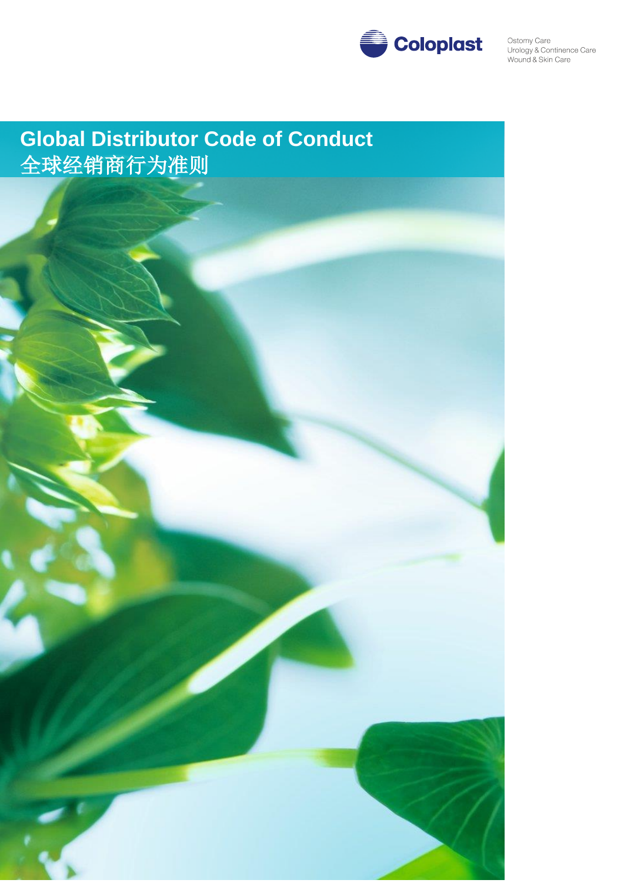Coloplast

Ostomy Care
Urology & Continence Care
Wound & Skin Care

# Global Distributor Code of Conduct
# 全球经销商行为准则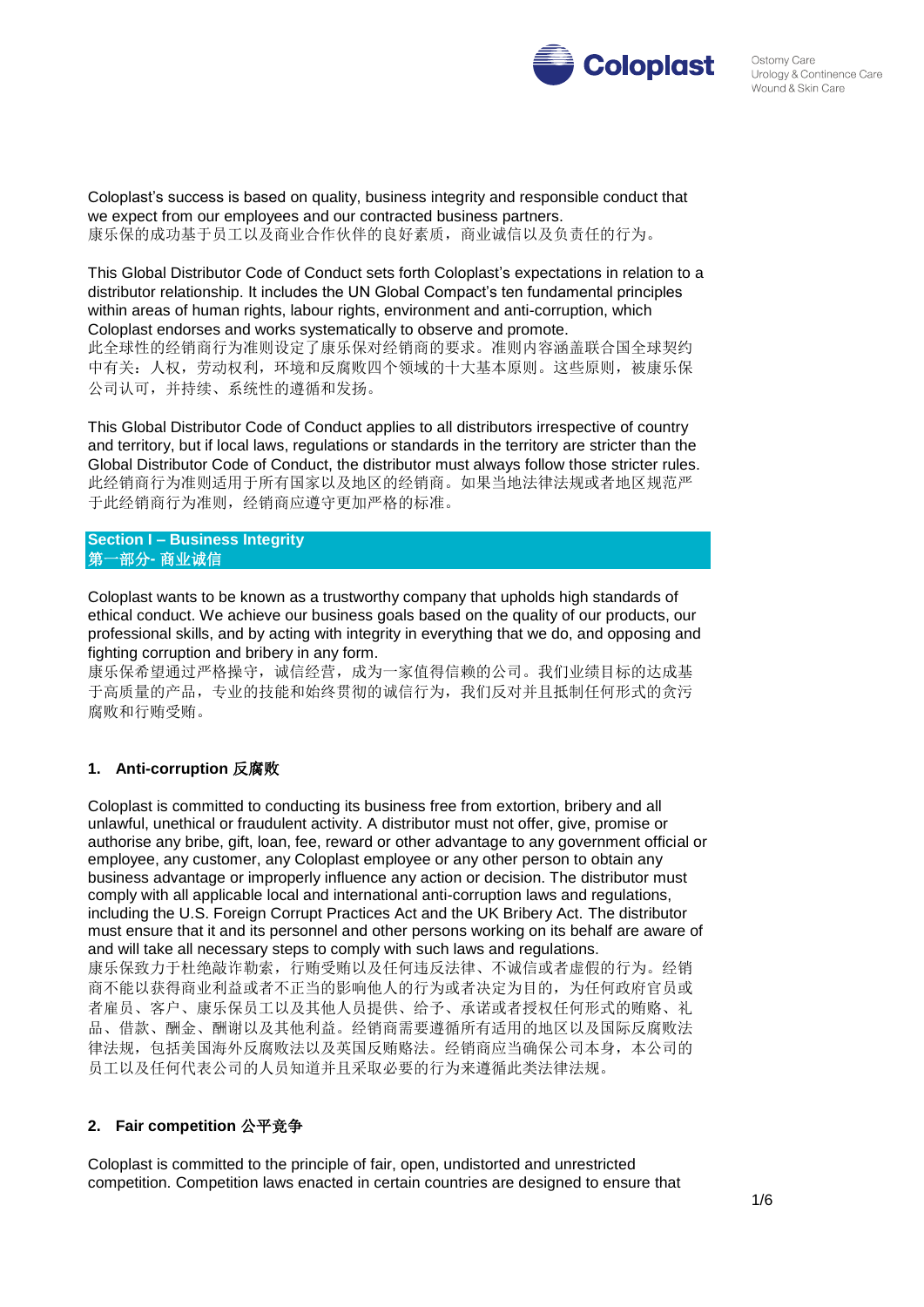Coloplast's success is based on quality, business integrity and responsible conduct that we expect from our employees and our contracted business partners.
康乐保的成功基于员工以及商业合作伙伴的良好素质，商业诚信以及负责任的行为。

This Global Distributor Code of Conduct sets forth Coloplast's expectations in relation to a distributor relationship. It includes the UN Global Compact's ten fundamental principles within areas of human rights, labour rights, environment and anti-corruption, which Coloplast endorses and works systematically to observe and promote.
此全球性的经销商行为准则设定了康乐保对经销商的要求。准则内容涵盖联合国全球契约中有关：人权，劳动权利，环境和反腐败四个领域的十大基本原则。这些原则，被康乐保公司认可，并持续、系统性的遵循和发扬。

This Global Distributor Code of Conduct applies to all distributors irrespective of country and territory, but if local laws, regulations or standards in the territory are stricter than the Global Distributor Code of Conduct, the distributor must always follow those stricter rules.
此经销商行为准则适用于所有国家以及地区的经销商。如果当地法律法规或者地区规范严于此经销商行为准则，经销商应遵守更加严格的标准。

## Section I – Business Integrity
## 第一部分- 商业诚信

Coloplast wants to be known as a trustworthy company that upholds high standards of ethical conduct. We achieve our business goals based on the quality of our products, our professional skills, and by acting with integrity in everything that we do, and opposing and fighting corruption and bribery in any form.
康乐保希望通过严格操守，诚信经营，成为一家值得信赖的公司。我们业绩目标的达成基于高质量的产品，专业的技能和始终贯彻的诚信行为，我们反对并且抵制任何形式的贪污腐败和行贿受贿。

### 1. Anti-corruption 反腐败

Coloplast is committed to conducting its business free from extortion, bribery and all unlawful, unethical or fraudulent activity. A distributor must not offer, give, promise or authorise any bribe, gift, loan, fee, reward or other advantage to any government official or employee, any customer, any Coloplast employee or any other person to obtain any business advantage or improperly influence any action or decision. The distributor must comply with all applicable local and international anti-corruption laws and regulations, including the U.S. Foreign Corrupt Practices Act and the UK Bribery Act. The distributor must ensure that it and its personnel and other persons working on its behalf are aware of and will take all necessary steps to comply with such laws and regulations.
康乐保致力于杜绝敲诈勒索，行贿受贿以及任何违反法律、不诚信或者虚假的行为。经销商不能以获得商业利益或者不正当的影响他人的行为或者决定为目的，为任何政府官员或者雇员、客户、康乐保员工以及其他人员提供、给予、承诺或者授权任何形式的贿赂、礼品、借款、酬金、酬谢以及其他利益。经销商需要遵循所有适用的地区以及国际反腐败法律法规，包括美国海外反腐败法以及英国反贿赂法。经销商应当确保公司本身，本公司的员工以及任何代表公司的人员知道并且采取必要的行为来遵循此类法律法规。

### 2. Fair competition 公平竞争

Coloplast is committed to the principle of fair, open, undistorted and unrestricted competition. Competition laws enacted in certain countries are designed to ensure that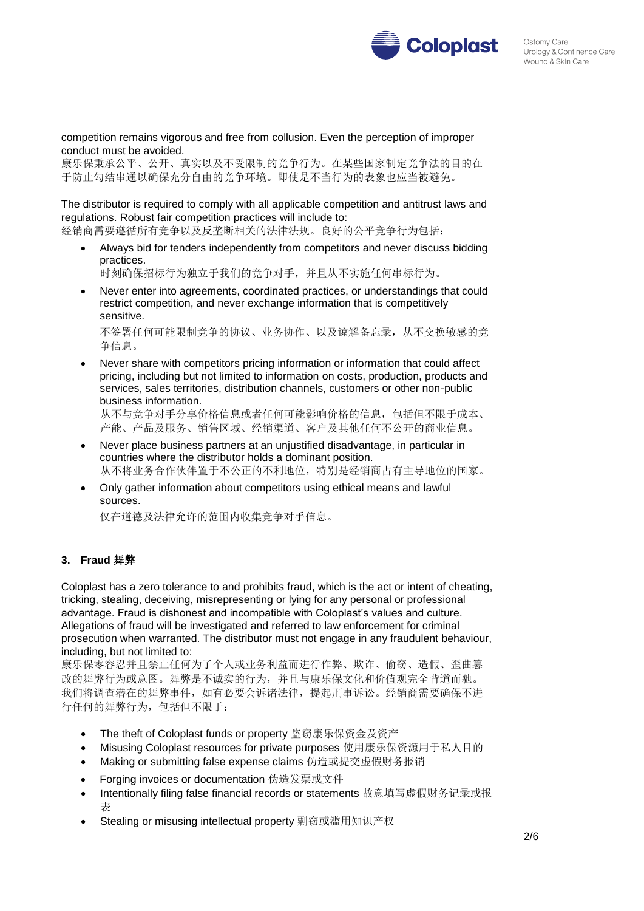competition remains vigorous and free from collusion. Even the perception of improper conduct must be avoided.
康乐保秉承公平、公开、真实以及不受限制的竞争行为。在某些国家制定竞争法的目的在于防止勾结串通以确保充分自由的竞争环境。即使是不当行为的表象也应当被避免。

The distributor is required to comply with all applicable competition and antitrust laws and regulations. Robust fair competition practices will include to:
经销商需要遵循所有竞争以及反垄断相关的法律法规。良好的公平竞争行为包括：

- Always bid for tenders independently from competitors and never discuss bidding practices.
  时刻确保招标行为独立于我们的竞争对手，并且从不实施任何串标行为。
- Never enter into agreements, coordinated practices, or understandings that could restrict competition, and never exchange information that is competitively sensitive.
  不签署任何可能限制竞争的协议、业务协作、以及谅解备忘录，从不交换敏感的竞争信息。
- Never share with competitors pricing information or information that could affect pricing, including but not limited to information on costs, production, products and services, sales territories, distribution channels, customers or other non-public business information.
  从不与竞争对手分享价格信息或者任何可能影响价格的信息，包括但不限于成本、产能、产品及服务、销售区域、经销渠道、客户及其他任何不公开的商业信息。
- Never place business partners at an unjustified disadvantage, in particular in countries where the distributor holds a dominant position.
  从不将业务合作伙伴置于不公正的不利地位，特别是经销商占有主导地位的国家。
- Only gather information about competitors using ethical means and lawful sources.
  仅在道德及法律允许的范围内收集竞争对手信息。

### 3. Fraud 舞弊

Coloplast has a zero tolerance to and prohibits fraud, which is the act or intent of cheating, tricking, stealing, deceiving, misrepresenting or lying for any personal or professional advantage. Fraud is dishonest and incompatible with Coloplast's values and culture. Allegations of fraud will be investigated and referred to law enforcement for criminal prosecution when warranted. The distributor must not engage in any fraudulent behaviour, including, but not limited to:
康乐保零容忍并且禁止任何为了个人或业务利益而进行作弊、欺诈、偷窃、造假、歪曲篡改的舞弊行为或意图。舞弊是不诚实的行为，并且与康乐保文化和价值观完全背道而驰。我们将调查潜在的舞弊事件，如有必要会诉诸法律，提起刑事诉讼。经销商需要确保不进行任何的舞弊行为，包括但不限于：

- The theft of Coloplast funds or property 盗窃康乐保资金及资产
- Misusing Coloplast resources for private purposes 使用康乐保资源用于私人目的
- Making or submitting false expense claims 伪造或提交虚假财务报销
- Forging invoices or documentation 伪造发票或文件
- Intentionally filing false financial records or statements 故意填写虚假财务记录或报表
- Stealing or misusing intellectual property 剽窃或滥用知识产权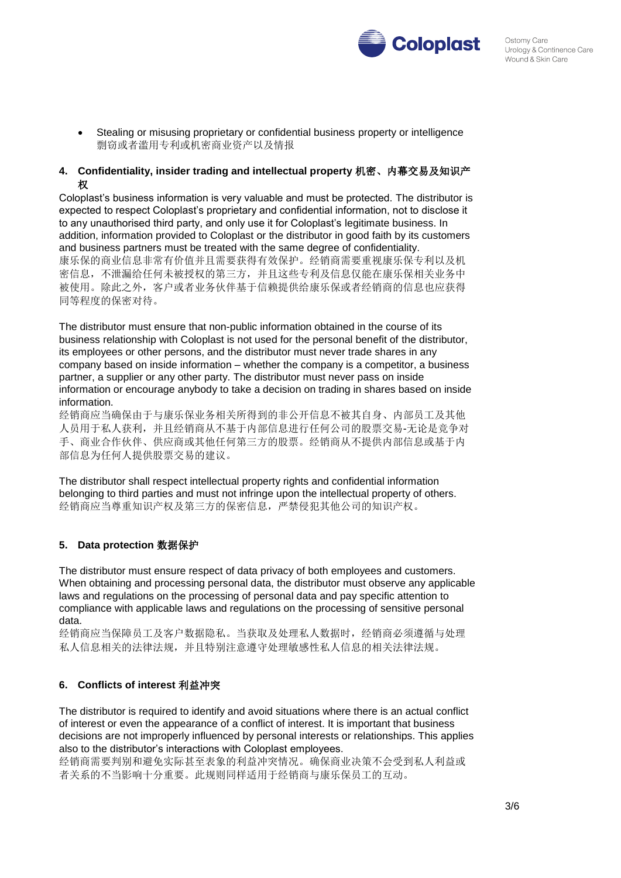- Stealing or misusing proprietary or confidential business property or intelligence
剽窃或者滥用专利或机密商业资产以及情报

## 4. Confidentiality, insider trading and intellectual property 机密、内幕交易及知识产权

Coloplast's business information is very valuable and must be protected. The distributor is expected to respect Coloplast's proprietary and confidential information, not to disclose it to any unauthorised third party, and only use it for Coloplast's legitimate business. In addition, information provided to Coloplast or the distributor in good faith by its customers and business partners must be treated with the same degree of confidentiality.
康乐保的商业信息非常有价值并且需要获得有效保护。经销商需要重视康乐保专利以及机密信息，不泄漏给任何未被授权的第三方，并且这些专利及信息仅能在康乐保相关业务中被使用。除此之外，客户或者业务伙伴基于信赖提供给康乐保或者经销商的信息也应获得同等程度的保密对待。

The distributor must ensure that non-public information obtained in the course of its business relationship with Coloplast is not used for the personal benefit of the distributor, its employees or other persons, and the distributor must never trade shares in any company based on inside information – whether the company is a competitor, a business partner, a supplier or any other party. The distributor must never pass on inside information or encourage anybody to take a decision on trading in shares based on inside information.
经销商应当确保由于与康乐保业务相关所得到的非公开信息不被其自身、内部员工及其他人员用于私人获利，并且经销商从不基于内部信息进行任何公司的股票交易-无论是竞争对手、商业合作伙伴、供应商或其他任何第三方的股票。经销商从不提供内部信息或基于内部信息为任何人提供股票交易的建议。

The distributor shall respect intellectual property rights and confidential information belonging to third parties and must not infringe upon the intellectual property of others.
经销商应当尊重知识产权及第三方的保密信息，严禁侵犯其他公司的知识产权。

## 5. Data protection 数据保护

The distributor must ensure respect of data privacy of both employees and customers. When obtaining and processing personal data, the distributor must observe any applicable laws and regulations on the processing of personal data and pay specific attention to compliance with applicable laws and regulations on the processing of sensitive personal data.
经销商应当保障员工及客户数据隐私。当获取及处理私人数据时，经销商必须遵循与处理私人信息相关的法律法规，并且特别注意遵守处理敏感性私人信息的相关法律法规。

## 6. Conflicts of interest 利益冲突

The distributor is required to identify and avoid situations where there is an actual conflict of interest or even the appearance of a conflict of interest. It is important that business decisions are not improperly influenced by personal interests or relationships. This applies also to the distributor's interactions with Coloplast employees.
经销商需要判别和避免实际甚至表象的利益冲突情况。确保商业决策不会受到私人利益或者关系的不当影响十分重要。此规则同样适用于经销商与康乐保员工的互动。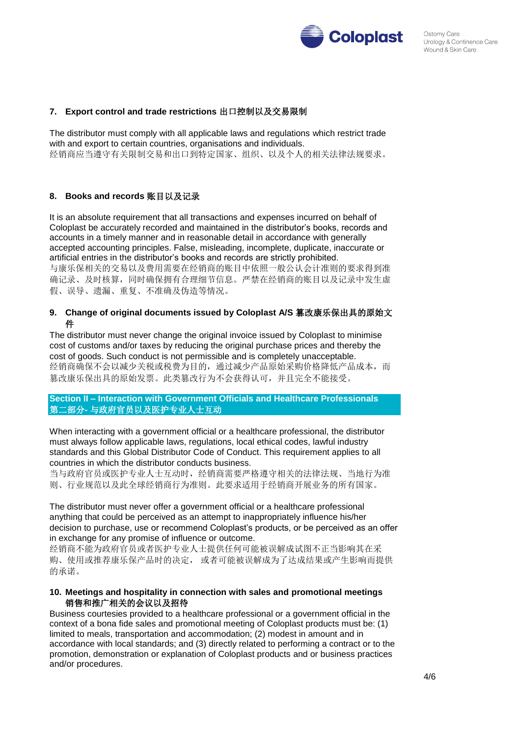## 7. Export control and trade restrictions 出口控制以及交易限制

The distributor must comply with all applicable laws and regulations which restrict trade with and export to certain countries, organisations and individuals.
经销商应当遵守有关限制交易和出口到特定国家、组织、以及个人的相关法律法规要求。

## 8. Books and records 账目以及记录

It is an absolute requirement that all transactions and expenses incurred on behalf of Coloplast be accurately recorded and maintained in the distributor's books, records and accounts in a timely manner and in reasonable detail in accordance with generally accepted accounting principles. False, misleading, incomplete, duplicate, inaccurate or artificial entries in the distributor's books and records are strictly prohibited.
与康乐保相关的交易以及费用需要在经销商的账目中依照一般公认会计准则的要求得到准确记录、及时核算，同时确保拥有合理细节信息。严禁在经销商的账目以及记录中发生虚假、误导、遗漏、重复、不准确及伪造等情况。

## 9. Change of original documents issued by Coloplast A/S 篡改康乐保出具的原始文件

The distributor must never change the original invoice issued by Coloplast to minimise cost of customs and/or taxes by reducing the original purchase prices and thereby the cost of goods. Such conduct is not permissible and is completely unacceptable.
经销商确保不会以减少关税或税费为目的，通过减少产品原始采购价格降低产品成本，而篡改康乐保出具的原始发票。此类篡改行为不会获得认可，并且完全不能接受。

# Section II – Interaction with Government Officials and Healthcare Professionals 第二部分- 与政府官员以及医护专业人士互动

When interacting with a government official or a healthcare professional, the distributor must always follow applicable laws, regulations, local ethical codes, lawful industry standards and this Global Distributor Code of Conduct. This requirement applies to all countries in which the distributor conducts business.
当与政府官员或医护专业人士互动时，经销商需要严格遵守相关的法律法规、当地行为准则、行业规范以及此全球经销商行为准则。此要求适用于经销商开展业务的所有国家。

The distributor must never offer a government official or a healthcare professional anything that could be perceived as an attempt to inappropriately influence his/her decision to purchase, use or recommend Coloplast's products, or be perceived as an offer in exchange for any promise of influence or outcome.
经销商不能为政府官员或者医护专业人士提供任何可能被误解成试图不正当影响其在采购、使用或推荐康乐保产品时的决定，或者可能被误解成为了达成结果或产生影响而提供的承诺。

## 10. Meetings and hospitality in connection with sales and promotional meetings 销售和推广相关的会议以及招待

Business courtesies provided to a healthcare professional or a government official in the context of a bona fide sales and promotional meeting of Coloplast products must be: (1) limited to meals, transportation and accommodation; (2) modest in amount and in accordance with local standards; and (3) directly related to performing a contract or to the promotion, demonstration or explanation of Coloplast products and or business practices and/or procedures.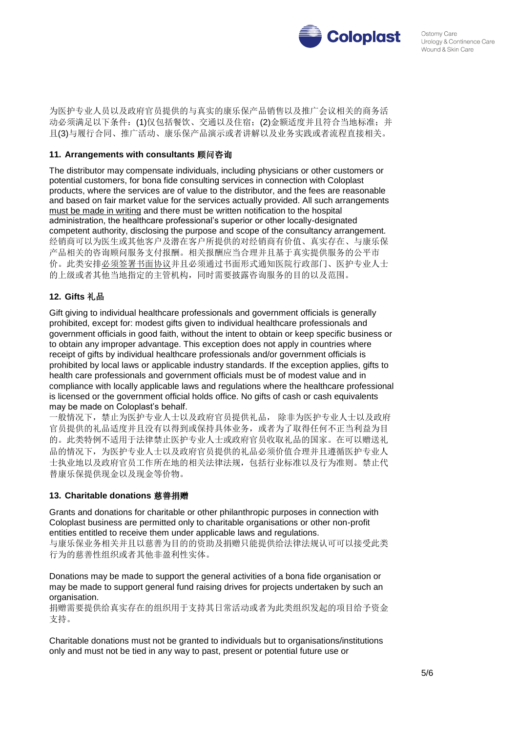为医护专业人员以及政府官员提供的与真实的康乐保产品销售以及推广会议相关的商务活动必须满足以下条件：(1)仅包括餐饮、交通以及住宿；(2)金额适度并且符合当地标准；并且(3)与履行合同、推广活动、康乐保产品演示或者讲解以及业务实践或者流程直接相关。

### 11. Arrangements with consultants 顾问咨询

The distributor may compensate individuals, including physicians or other customers or potential customers, for bona fide consulting services in connection with Coloplast products, where the services are of value to the distributor, and the fees are reasonable and based on fair market value for the services actually provided. All such arrangements must be made in writing and there must be written notification to the hospital administration, the healthcare professional's superior or other locally-designated competent authority, disclosing the purpose and scope of the consultancy arrangement.
经销商可以为医生或其他客户及潜在客户所提供的对经销商有价值、真实存在、与康乐保产品相关的咨询顾问服务支付报酬。相关报酬应当合理并且基于真实提供服务的公平市价。此类安排必须签署书面协议并且必须通过书面形式通知医院行政部门、医护专业人士的上级或者其他当地指定的主管机构，同时需要披露咨询服务的目的以及范围。

### 12. Gifts 礼品

Gift giving to individual healthcare professionals and government officials is generally prohibited, except for: modest gifts given to individual healthcare professionals and government officials in good faith, without the intent to obtain or keep specific business or to obtain any improper advantage. This exception does not apply in countries where receipt of gifts by individual healthcare professionals and/or government officials is prohibited by local laws or applicable industry standards. If the exception applies, gifts to health care professionals and government officials must be of modest value and in compliance with locally applicable laws and regulations where the healthcare professional is licensed or the government official holds office. No gifts of cash or cash equivalents may be made on Coloplast's behalf.
一般情况下，禁止为医护专业人士以及政府官员提供礼品， 除非为医护专业人士以及政府官员提供的礼品适度并且没有以得到或保持具体业务，或者为了取得任何不正当利益为目的。此类特例不适用于法律禁止医护专业人士或政府官员收取礼品的国家。在可以赠送礼品的情况下，为医护专业人士以及政府官员提供的礼品必须价值合理并且遵循医护专业人士执业地以及政府官员工作所在地的相关法律法规，包括行业标准以及行为准则。禁止代替康乐保提供现金以及现金等价物。

### 13. Charitable donations 慈善捐赠

Grants and donations for charitable or other philanthropic purposes in connection with Coloplast business are permitted only to charitable organisations or other non-profit entities entitled to receive them under applicable laws and regulations.
与康乐保业务相关并且以慈善为目的的资助及捐赠只能提供给法律法规认可可以接受此类行为的慈善性组织或者其他非盈利性实体。

Donations may be made to support the general activities of a bona fide organisation or may be made to support general fund raising drives for projects undertaken by such an organisation.
捐赠需要提供给真实存在的组织用于支持其日常活动或者为此类组织发起的项目给予资金支持。

Charitable donations must not be granted to individuals but to organisations/institutions only and must not be tied in any way to past, present or potential future use or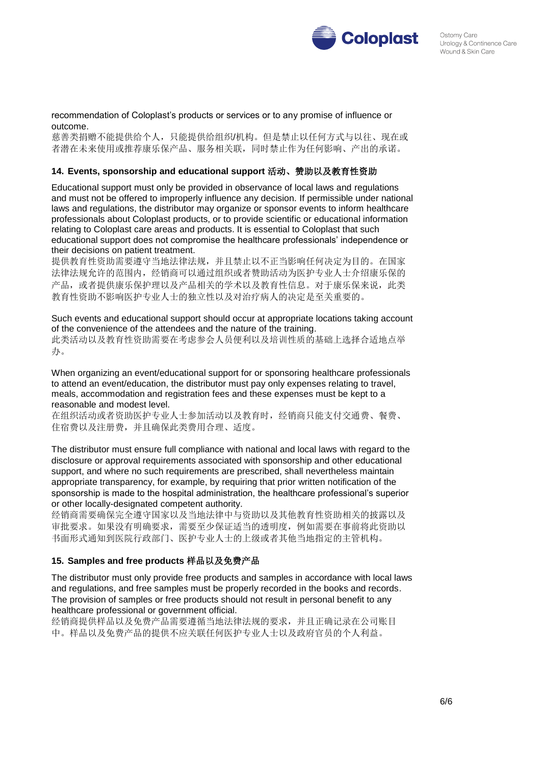recommendation of Coloplast's products or services or to any promise of influence or outcome.
慈善类捐赠不能提供给个人，只能提供给组织/机构。但是禁止以任何方式与以往、现在或者潜在未来使用或推荐康乐保产品、服务相关联，同时禁止作为任何影响、产出的承诺。

**14. Events, sponsorship and educational support 活动、赞助以及教育性资助**

Educational support must only be provided in observance of local laws and regulations and must not be offered to improperly influence any decision. If permissible under national laws and regulations, the distributor may organize or sponsor events to inform healthcare professionals about Coloplast products, or to provide scientific or educational information relating to Coloplast care areas and products. It is essential to Coloplast that such educational support does not compromise the healthcare professionals' independence or their decisions on patient treatment.
提供教育性资助需要遵守当地法律法规，并且禁止以不正当影响任何决定为目的。在国家法律法规允许的范围内，经销商可以通过组织或者赞助活动为医护专业人士介绍康乐保的产品，或者提供康乐保护理以及产品相关的学术以及教育性信息。对于康乐保来说，此类教育性资助不影响医护专业人士的独立性以及对治疗病人的决定是至关重要的。

Such events and educational support should occur at appropriate locations taking account of the convenience of the attendees and the nature of the training.
此类活动以及教育性资助需要在考虑参会人员便利以及培训性质的基础上选择合适地点举办。

When organizing an event/educational support for or sponsoring healthcare professionals to attend an event/education, the distributor must pay only expenses relating to travel, meals, accommodation and registration fees and these expenses must be kept to a reasonable and modest level.
在组织活动或者资助医护专业人士参加活动以及教育时，经销商只能支付交通费、餐费、住宿费以及注册费，并且确保此类费用合理、适度。

The distributor must ensure full compliance with national and local laws with regard to the disclosure or approval requirements associated with sponsorship and other educational support, and where no such requirements are prescribed, shall nevertheless maintain appropriate transparency, for example, by requiring that prior written notification of the sponsorship is made to the hospital administration, the healthcare professional's superior or other locally-designated competent authority.
经销商需要确保完全遵守国家以及当地法律中与资助以及其他教育性资助相关的披露以及审批要求。如果没有明确要求，需要至少保证适当的透明度，例如需要在事前将此资助以书面形式通知到医院行政部门、医护专业人士的上级或者其他当地指定的主管机构。

**15. Samples and free products 样品以及免费产品**

The distributor must only provide free products and samples in accordance with local laws and regulations, and free samples must be properly recorded in the books and records. The provision of samples or free products should not result in personal benefit to any healthcare professional or government official.
经销商提供样品以及免费产品需要遵循当地法律法规的要求，并且正确记录在公司账目中。样品以及免费产品的提供不应关联任何医护专业人士以及政府官员的个人利益。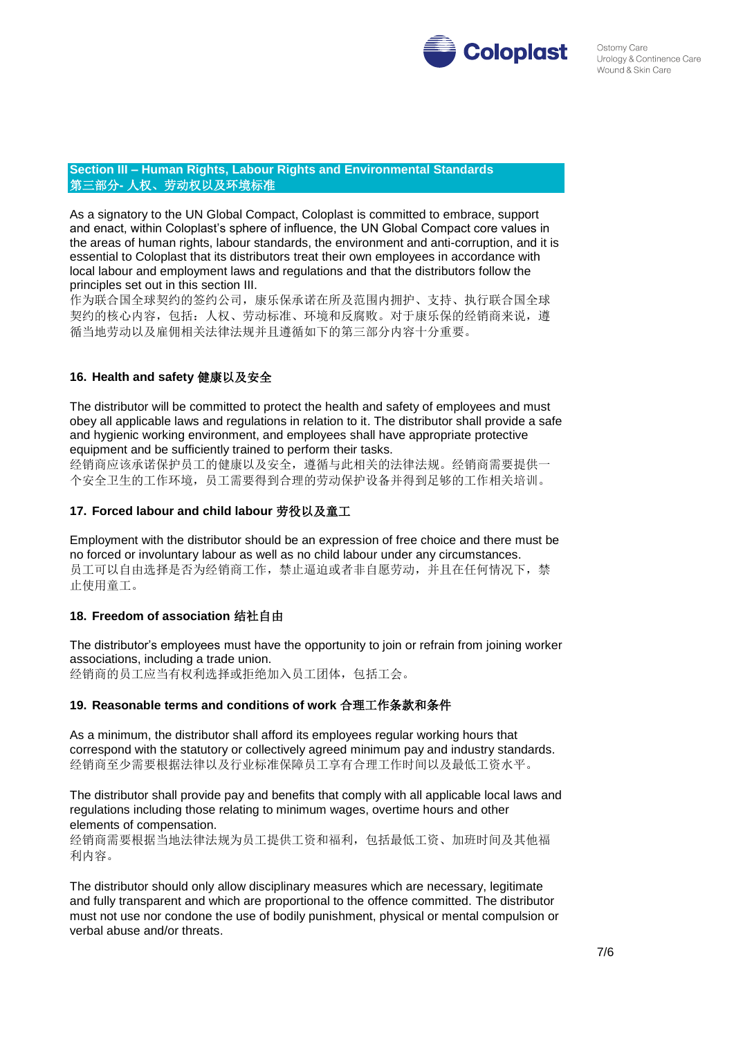## Section III – Human Rights, Labour Rights and Environmental Standards
## 第三部分- 人权、劳动权以及环境标准

As a signatory to the UN Global Compact, Coloplast is committed to embrace, support and enact, within Coloplast's sphere of influence, the UN Global Compact core values in the areas of human rights, labour standards, the environment and anti-corruption, and it is essential to Coloplast that its distributors treat their own employees in accordance with local labour and employment laws and regulations and that the distributors follow the principles set out in this section III.
作为联合国全球契约的签约公司，康乐保承诺在所及范围内拥护、支持、执行联合国全球契约的核心内容，包括：人权、劳动标准、环境和反腐败。对于康乐保的经销商来说，遵循当地劳动以及雇佣相关法律法规并且遵循如下的第三部分内容十分重要。

### 16. Health and safety 健康以及安全

The distributor will be committed to protect the health and safety of employees and must obey all applicable laws and regulations in relation to it. The distributor shall provide a safe and hygienic working environment, and employees shall have appropriate protective equipment and be sufficiently trained to perform their tasks.
经销商应该承诺保护员工的健康以及安全，遵循与此相关的法律法规。经销商需要提供一个安全卫生的工作环境，员工需要得到合理的劳动保护设备并得到足够的工作相关培训。

### 17. Forced labour and child labour 劳役以及童工

Employment with the distributor should be an expression of free choice and there must be no forced or involuntary labour as well as no child labour under any circumstances.
员工可以自由选择是否为经销商工作，禁止逼迫或者非自愿劳动，并且在任何情况下，禁止使用童工。

### 18. Freedom of association 结社自由

The distributor's employees must have the opportunity to join or refrain from joining worker associations, including a trade union.
经销商的员工应当有权利选择或拒绝加入员工团体，包括工会。

### 19. Reasonable terms and conditions of work 合理工作条款和条件

As a minimum, the distributor shall afford its employees regular working hours that correspond with the statutory or collectively agreed minimum pay and industry standards.
经销商至少需要根据法律以及行业标准保障员工享有合理工作时间以及最低工资水平。

The distributor shall provide pay and benefits that comply with all applicable local laws and regulations including those relating to minimum wages, overtime hours and other elements of compensation.
经销商需要根据当地法律法规为员工提供工资和福利，包括最低工资、加班时间及其他福利内容。

The distributor should only allow disciplinary measures which are necessary, legitimate and fully transparent and which are proportional to the offence committed. The distributor must not use nor condone the use of bodily punishment, physical or mental compulsion or verbal abuse and/or threats.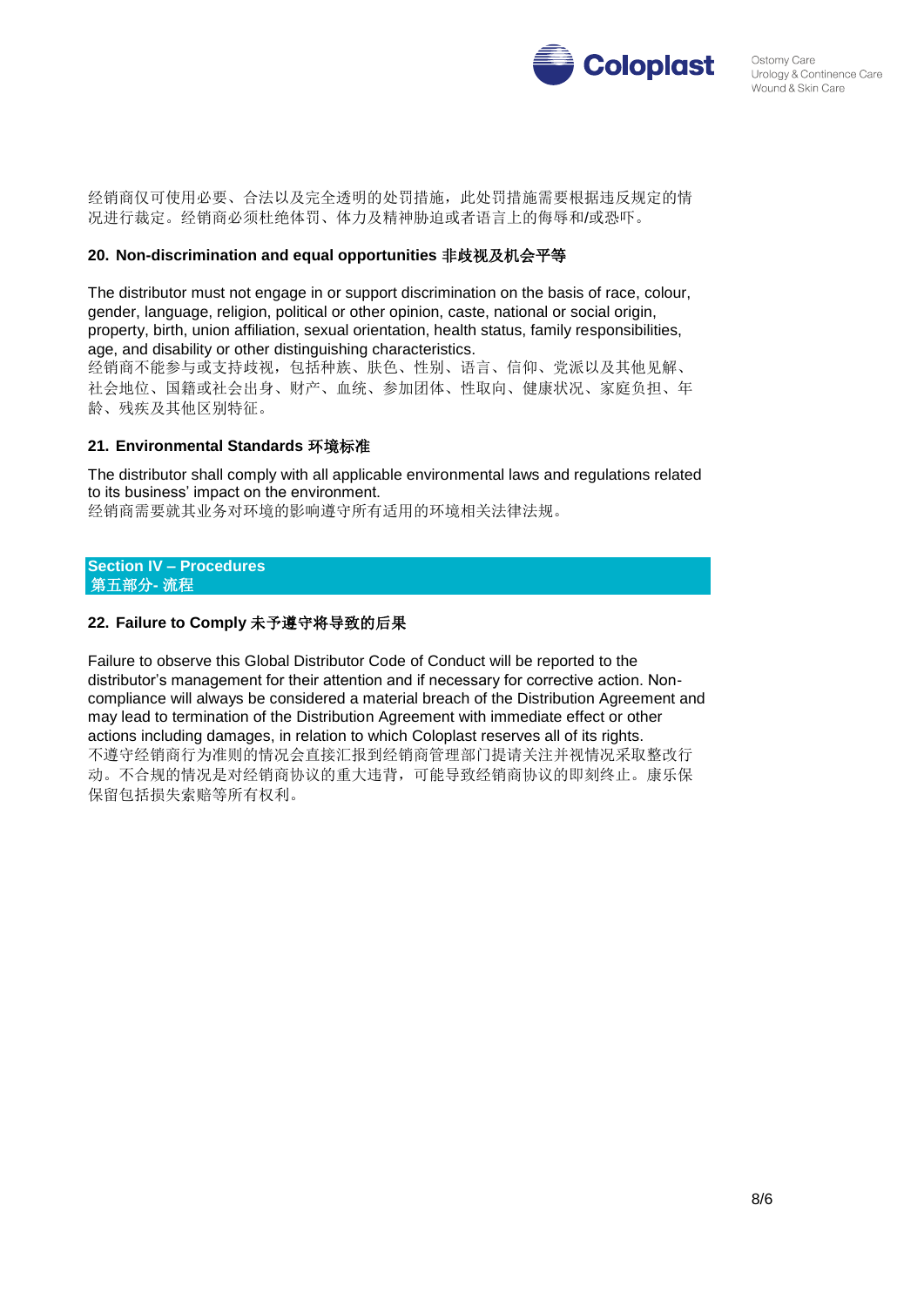经销商仅可使用必要、合法以及完全透明的处罚措施，此处罚措施需要根据违反规定的情况进行裁定。经销商必须杜绝体罚、体力及精神胁迫或者语言上的侮辱和/或恐吓。

### 20. Non-discrimination and equal opportunities 非歧视及机会平等

The distributor must not engage in or support discrimination on the basis of race, colour, gender, language, religion, political or other opinion, caste, national or social origin, property, birth, union affiliation, sexual orientation, health status, family responsibilities, age, and disability or other distinguishing characteristics.
经销商不能参与或支持歧视，包括种族、肤色、性别、语言、信仰、党派以及其他见解、社会地位、国籍或社会出身、财产、血统、参加团体、性取向、健康状况、家庭负担、年龄、残疾及其他区别特征。

### 21. Environmental Standards 环境标准

The distributor shall comply with all applicable environmental laws and regulations related to its business' impact on the environment.
经销商需要就其业务对环境的影响遵守所有适用的环境相关法律法规。

## Section IV – Procedures
## 第五部分- 流程

### 22. Failure to Comply 未予遵守将导致的后果

Failure to observe this Global Distributor Code of Conduct will be reported to the distributor's management for their attention and if necessary for corrective action. Non-compliance will always be considered a material breach of the Distribution Agreement and may lead to termination of the Distribution Agreement with immediate effect or other actions including damages, in relation to which Coloplast reserves all of its rights.
不遵守经销商行为准则的情况会直接汇报到经销商管理部门提请关注并视情况采取整改行动。不合规的情况是对经销商协议的重大违背，可能导致经销商协议的即刻终止。康乐保保留包括损失索赔等所有权利。